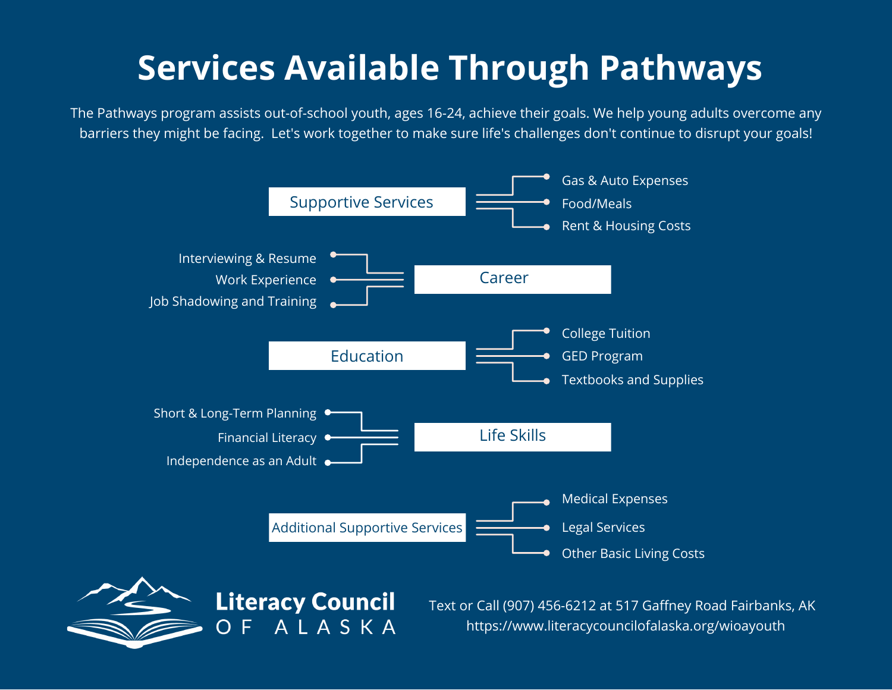# Services Available Through Pathways

The Pathways program assists out-of-school youth, ages 16-24, achieve their goals. We help young adults overcome any barriers they might be facing. Let's work together to make sure life's challenges don't continue to disrupt your goals!

## Supportive Services

- Gas & Auto Expenses
- Food/Meals
- Rent & Housing Costs

## Career

- Interviewing & Resume
- Work Experience
- Job Shadowing and Training

## Education

- College Tuition
- GED Program
- Textbooks and Supplies

## Life Skills

- Short & Long-Term Planning
- Financial Literacy
- Independence as an Adult

## Additional Supportive Services

- Medical Expenses
- Legal Services
- Other Basic Living Costs

**Literacy Council OF ALASKA**

Text or Call (907) 456-6212 at 517 Gaffney Road Fairbanks, AK
https://www.literacycouncilofalaska.org/wioayouth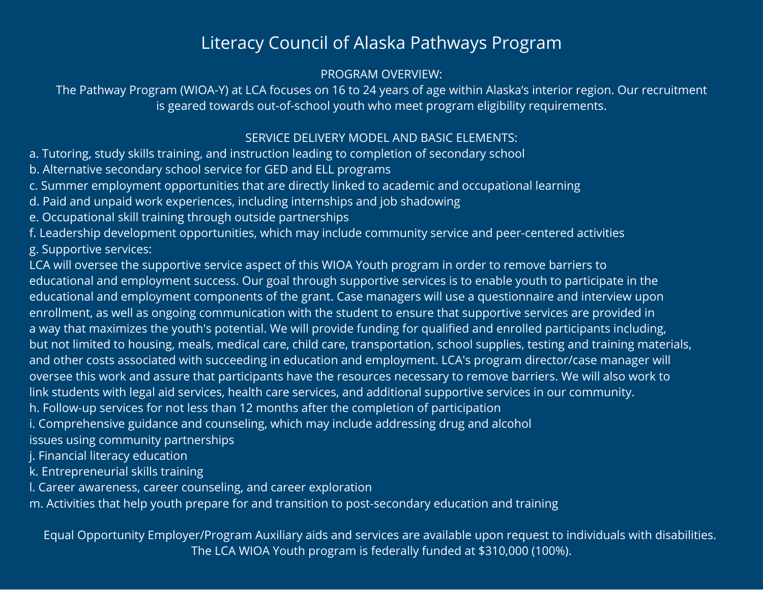# Literacy Council of Alaska Pathways Program

## PROGRAM OVERVIEW:

The Pathway Program (WIOA-Y) at LCA focuses on 16 to 24 years of age within Alaska's interior region. Our recruitment is geared towards out-of-school youth who meet program eligibility requirements.

## SERVICE DELIVERY MODEL AND BASIC ELEMENTS:

a. Tutoring, study skills training, and instruction leading to completion of secondary school
b. Alternative secondary school service for GED and ELL programs
c. Summer employment opportunities that are directly linked to academic and occupational learning
d. Paid and unpaid work experiences, including internships and job shadowing
e. Occupational skill training through outside partnerships
f. Leadership development opportunities, which may include community service and peer-centered activities
g. Supportive services:
LCA will oversee the supportive service aspect of this WIOA Youth program in order to remove barriers to educational and employment success. Our goal through supportive services is to enable youth to participate in the educational and employment components of the grant. Case managers will use a questionnaire and interview upon enrollment, as well as ongoing communication with the student to ensure that supportive services are provided in a way that maximizes the youth's potential. We will provide funding for qualified and enrolled participants including, but not limited to housing, meals, medical care, child care, transportation, school supplies, testing and training materials, and other costs associated with succeeding in education and employment. LCA's program director/case manager will oversee this work and assure that participants have the resources necessary to remove barriers. We will also work to link students with legal aid services, health care services, and additional supportive services in our community.
h. Follow-up services for not less than 12 months after the completion of participation
i. Comprehensive guidance and counseling, which may include addressing drug and alcohol issues using community partnerships
j. Financial literacy education
k. Entrepreneurial skills training
l. Career awareness, career counseling, and career exploration
m. Activities that help youth prepare for and transition to post-secondary education and training

Equal Opportunity Employer/Program Auxiliary aids and services are available upon request to individuals with disabilities.
The LCA WIOA Youth program is federally funded at $310,000 (100%).